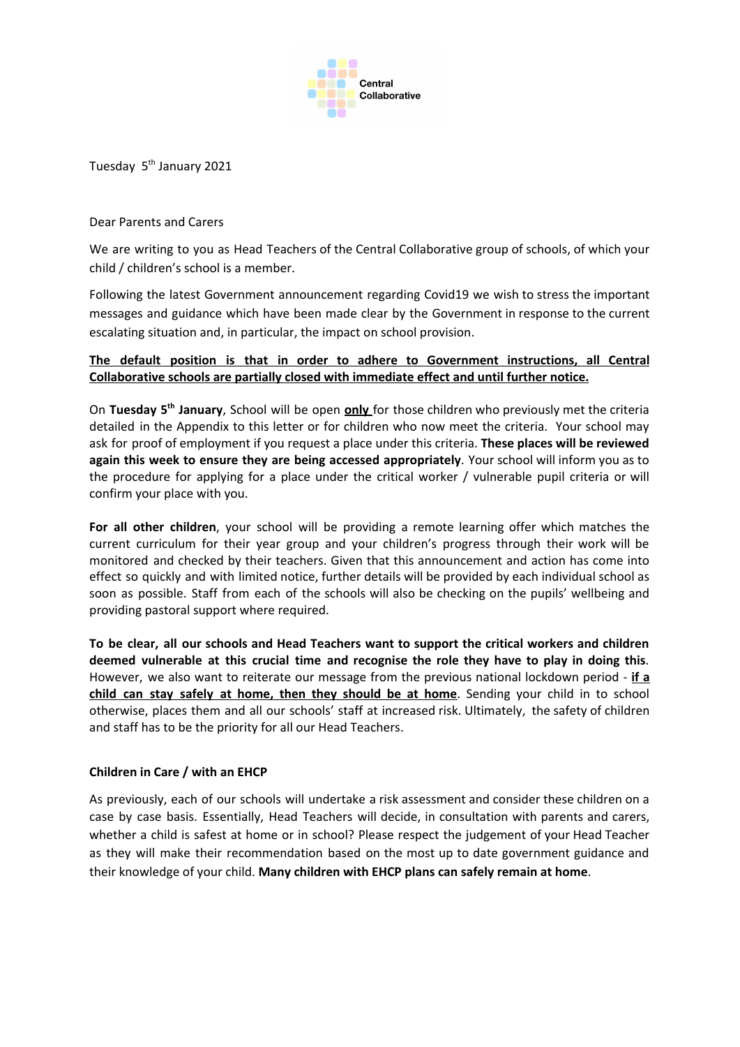Central Collaborative

Tuesday 5th January 2021

Dear Parents and Carers

We are writing to you as Head Teachers of the Central Collaborative group of schools, of which your child / children's school is a member.

Following the latest Government announcement regarding Covid19 we wish to stress the important messages and guidance which have been made clear by the Government in response to the current escalating situation and, in particular, the impact on school provision.

**The default position is that in order to adhere to Government instructions, all Central Collaborative schools are partially closed with immediate effect and until further notice.**

On **Tuesday 5th January**, School will be open **only** for those children who previously met the criteria detailed in the Appendix to this letter or for children who now meet the criteria. Your school may ask for proof of employment if you request a place under this criteria. **These places will be reviewed again this week to ensure they are being accessed appropriately**. Your school will inform you as to the procedure for applying for a place under the critical worker / vulnerable pupil criteria or will confirm your place with you.

**For all other children**, your school will be providing a remote learning offer which matches the current curriculum for their year group and your children's progress through their work will be monitored and checked by their teachers. Given that this announcement and action has come into effect so quickly and with limited notice, further details will be provided by each individual school as soon as possible. Staff from each of the schools will also be checking on the pupils' wellbeing and providing pastoral support where required.

**To be clear, all our schools and Head Teachers want to support the critical workers and children deemed vulnerable at this crucial time and recognise the role they have to play in doing this**. However, we also want to reiterate our message from the previous national lockdown period - **if a child can stay safely at home, then they should be at home**. Sending your child in to school otherwise, places them and all our schools' staff at increased risk. Ultimately, the safety of children and staff has to be the priority for all our Head Teachers.

**Children in Care / with an EHCP**

As previously, each of our schools will undertake a risk assessment and consider these children on a case by case basis. Essentially, Head Teachers will decide, in consultation with parents and carers, whether a child is safest at home or in school? Please respect the judgement of your Head Teacher as they will make their recommendation based on the most up to date government guidance and their knowledge of your child. **Many children with EHCP plans can safely remain at home**.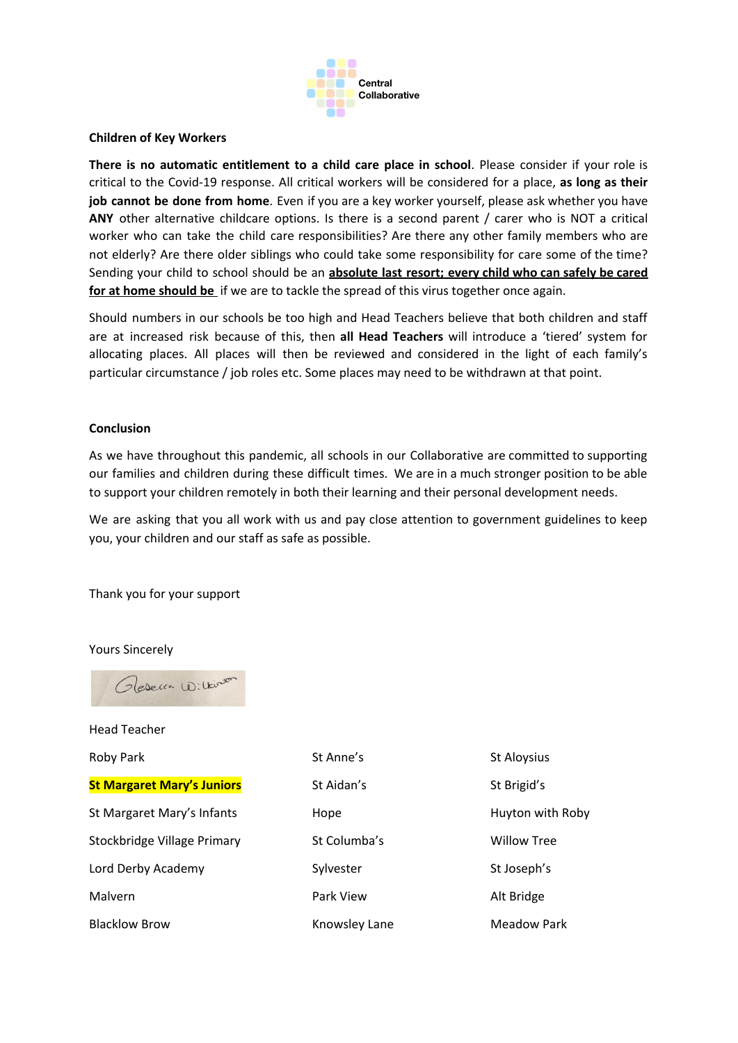Central Collaborative

**Children of Key Workers**

**There is no automatic entitlement to a child care place in school**. Please consider if your role is critical to the Covid-19 response. All critical workers will be considered for a place, **as long as their job cannot be done from home**. Even if you are a key worker yourself, please ask whether you have **ANY** other alternative childcare options. Is there a second parent / carer who is NOT a critical worker who can take the child care responsibilities? Are there any other family members who are not elderly? Are there older siblings who could take some responsibility for care some of the time? Sending your child to school should be an **absolute last resort; every child who can safely be cared for at home should be** if we are to tackle the spread of this virus together once again.

Should numbers in our schools be too high and Head Teachers believe that both children and staff are at increased risk because of this, then **all Head Teachers** will introduce a 'tiered' system for allocating places. All places will then be reviewed and considered in the light of each family's particular circumstance / job roles etc. Some places may need to be withdrawn at that point.

**Conclusion**

As we have throughout this pandemic, all schools in our Collaborative are committed to supporting our families and children during these difficult times. We are in a much stronger position to be able to support your children remotely in both their learning and their personal development needs.

We are asking that you all work with us and pay close attention to government guidelines to keep you, your children and our staff as safe as possible.

Thank you for your support

Yours Sincerely

Rebecca Wilkinson

Head Teacher

| | | |
|---|---|---|
| Roby Park | St Anne's | St Aloysius |
| **St Margaret Mary's Juniors** | St Aidan's | St Brigid's |
| St Margaret Mary's Infants | Hope | Huyton with Roby |
| Stockbridge Village Primary | St Columba's | Willow Tree |
| Lord Derby Academy | Sylvester | St Joseph's |
| Malvern | Park View | Alt Bridge |
| Blacklow Brow | Knowsley Lane | Meadow Park |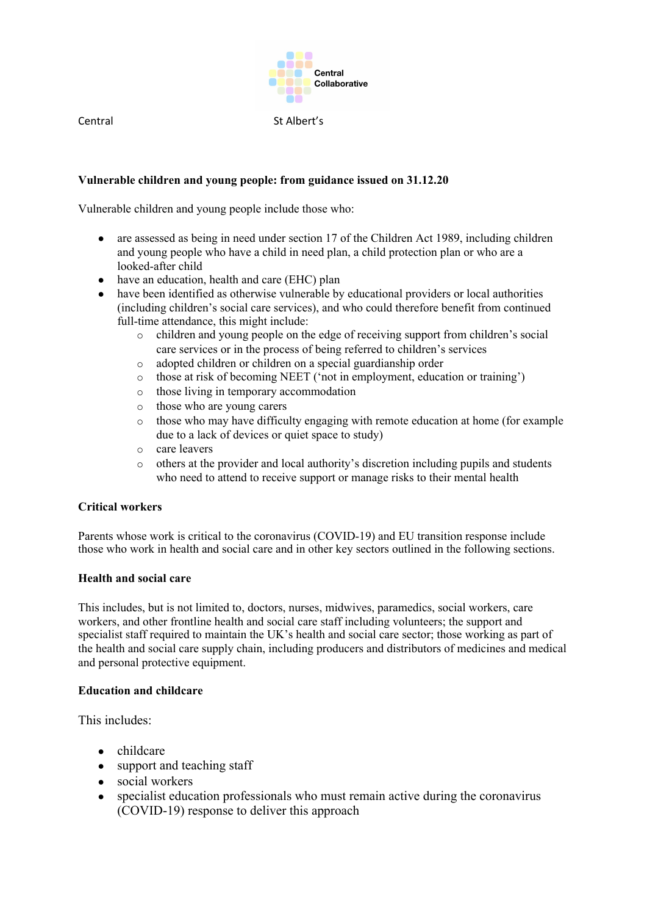Central Collaborative

Central St Albert's

**Vulnerable children and young people: from guidance issued on 31.12.20**

Vulnerable children and young people include those who:

- are assessed as being in need under section 17 of the Children Act 1989, including children and young people who have a child in need plan, a child protection plan or who are a looked-after child
- have an education, health and care (EHC) plan
- have been identified as otherwise vulnerable by educational providers or local authorities (including children's social care services), and who could therefore benefit from continued full-time attendance, this might include:
  - children and young people on the edge of receiving support from children's social care services or in the process of being referred to children's services
  - adopted children or children on a special guardianship order
  - those at risk of becoming NEET ('not in employment, education or training')
  - those living in temporary accommodation
  - those who are young carers
  - those who may have difficulty engaging with remote education at home (for example due to a lack of devices or quiet space to study)
  - care leavers
  - others at the provider and local authority's discretion including pupils and students who need to attend to receive support or manage risks to their mental health

**Critical workers**

Parents whose work is critical to the coronavirus (COVID-19) and EU transition response include those who work in health and social care and in other key sectors outlined in the following sections.

**Health and social care**

This includes, but is not limited to, doctors, nurses, midwives, paramedics, social workers, care workers, and other frontline health and social care staff including volunteers; the support and specialist staff required to maintain the UK's health and social care sector; those working as part of the health and social care supply chain, including producers and distributors of medicines and medical and personal protective equipment.

**Education and childcare**

This includes:

- childcare
- support and teaching staff
- social workers
- specialist education professionals who must remain active during the coronavirus (COVID-19) response to deliver this approach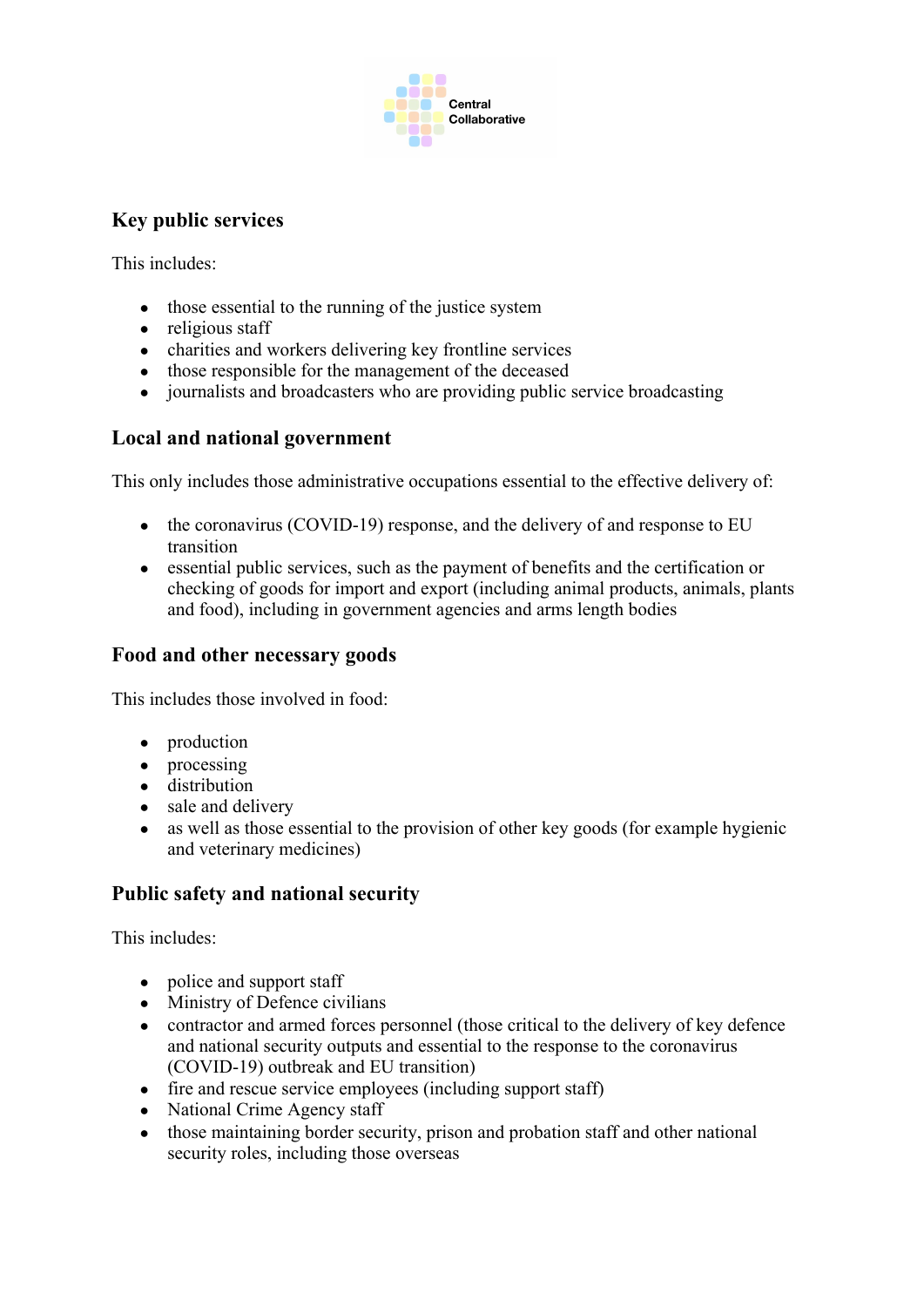## Key public services

This includes:

- those essential to the running of the justice system
- religious staff
- charities and workers delivering key frontline services
- those responsible for the management of the deceased
- journalists and broadcasters who are providing public service broadcasting

## Local and national government

This only includes those administrative occupations essential to the effective delivery of:

- the coronavirus (COVID-19) response, and the delivery of and response to EU transition
- essential public services, such as the payment of benefits and the certification or checking of goods for import and export (including animal products, animals, plants and food), including in government agencies and arms length bodies

## Food and other necessary goods

This includes those involved in food:

- production
- processing
- distribution
- sale and delivery
- as well as those essential to the provision of other key goods (for example hygienic and veterinary medicines)

## Public safety and national security

This includes:

- police and support staff
- Ministry of Defence civilians
- contractor and armed forces personnel (those critical to the delivery of key defence and national security outputs and essential to the response to the coronavirus (COVID-19) outbreak and EU transition)
- fire and rescue service employees (including support staff)
- National Crime Agency staff
- those maintaining border security, prison and probation staff and other national security roles, including those overseas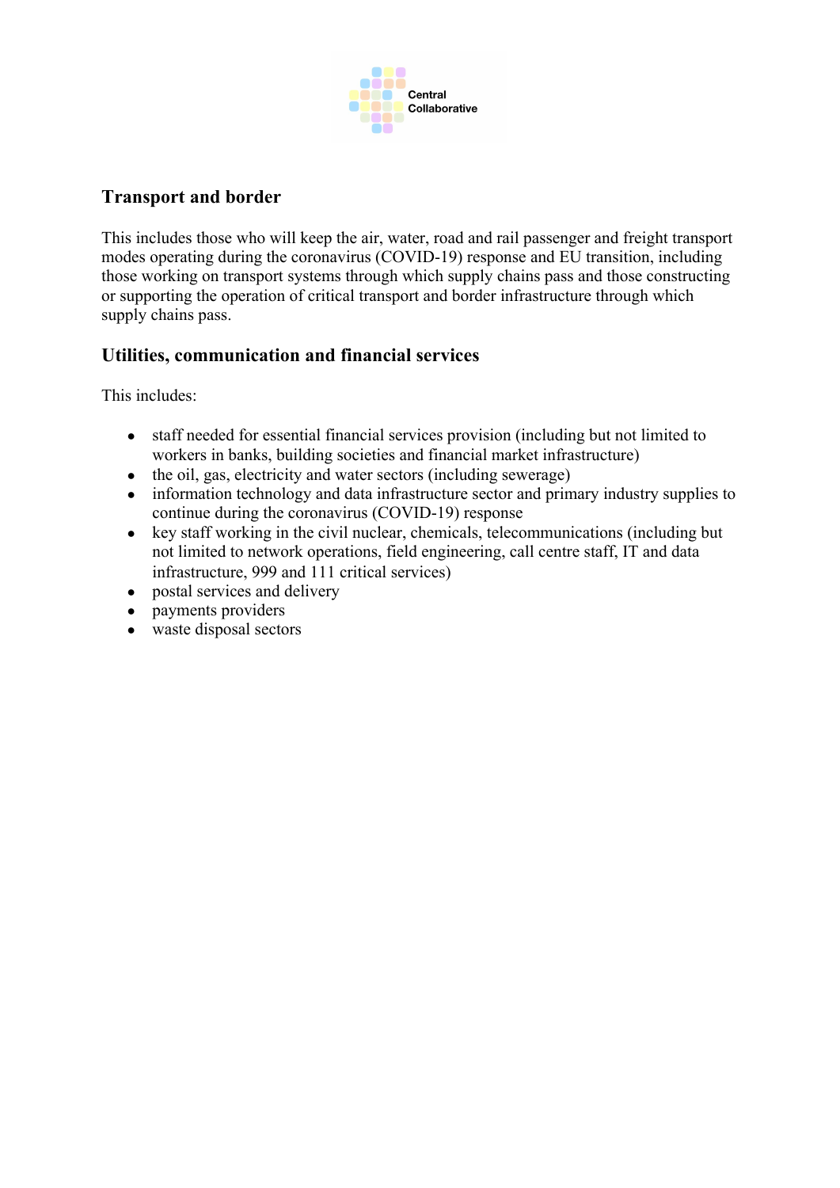## Transport and border

This includes those who will keep the air, water, road and rail passenger and freight transport modes operating during the coronavirus (COVID-19) response and EU transition, including those working on transport systems through which supply chains pass and those constructing or supporting the operation of critical transport and border infrastructure through which supply chains pass.

## Utilities, communication and financial services

This includes:

- staff needed for essential financial services provision (including but not limited to workers in banks, building societies and financial market infrastructure)
- the oil, gas, electricity and water sectors (including sewerage)
- information technology and data infrastructure sector and primary industry supplies to continue during the coronavirus (COVID-19) response
- key staff working in the civil nuclear, chemicals, telecommunications (including but not limited to network operations, field engineering, call centre staff, IT and data infrastructure, 999 and 111 critical services)
- postal services and delivery
- payments providers
- waste disposal sectors